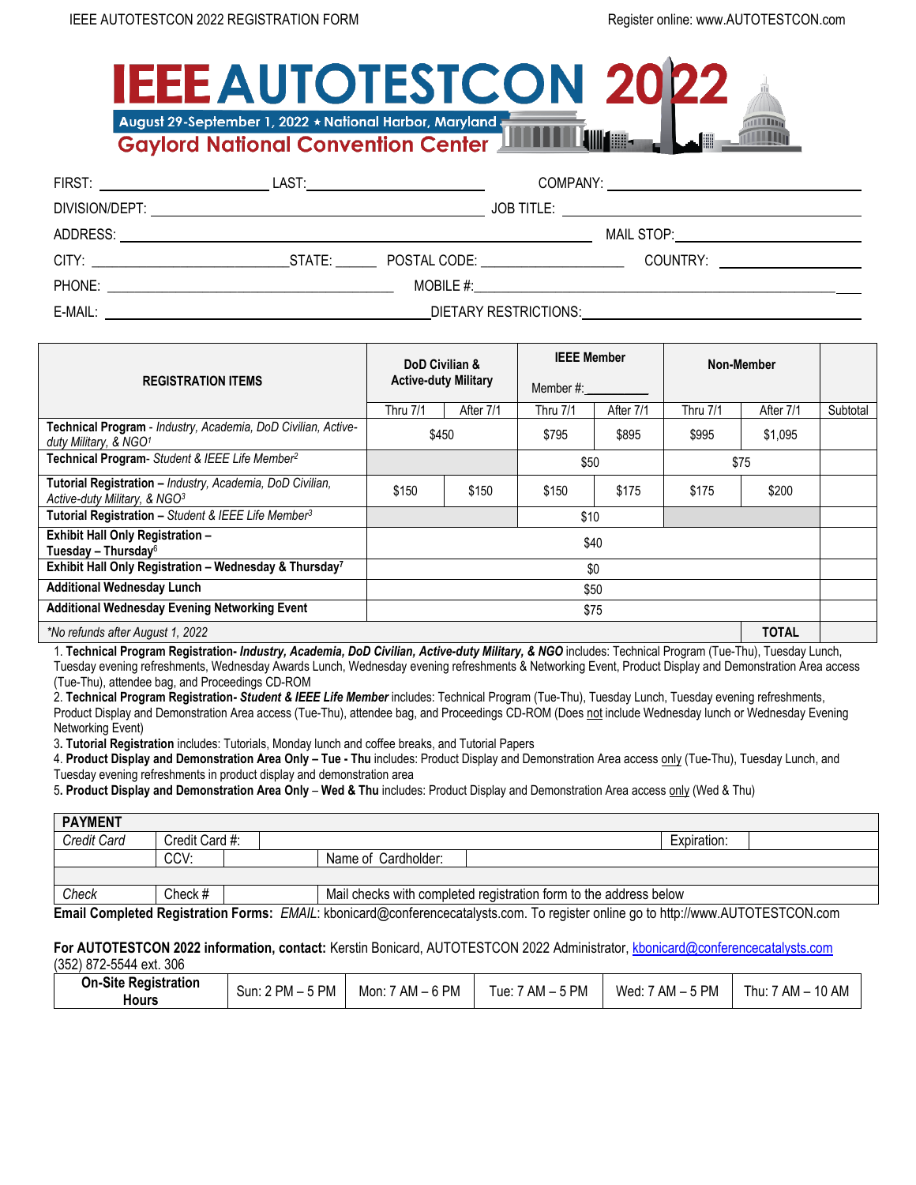IEEE AUTOTESTCON 2022 REGISTRATION FORM

Register online: www.AUTOTESTCON.com

# IEEE AUTOTESTCON 2022

August 29-September 1, 2022 ⋆ National Harbor, Maryland

**Gaylord National Convention Center**

FIRST: ______________________ LAST: ______________________ COMPANY: ______________________

DIVISION/DEPT: ______________________ JOB TITLE: ______________________

ADDRESS: ______________________ MAIL STOP: ______________________

CITY: ______________________ STATE: ______ POSTAL CODE: ______________________ COUNTRY: ______________________

PHONE: ______________________ MOBILE #: ______________________

E-MAIL: ______________________ DIETARY RESTRICTIONS: ______________________

| REGISTRATION ITEMS | DoD Civilian & Active-duty Military | | IEEE Member<br>Member #:_________ | | Non-Member | | |
|---|---|---|---|---|---|---|---|
| | Thru 7/1 | After 7/1 | Thru 7/1 | After 7/1 | Thru 7/1 | After 7/1 | Subtotal |
| **Technical Program** - *Industry, Academia, DoD Civilian, Active-duty Military, & NGO*[1] | $450 | | $795 | $895 | $995 | $1,095 | |
| **Technical Program**- *Student & IEEE Life Member*[2] | | | $50 | | $75 | | |
| **Tutorial Registration –** *Industry, Academia, DoD Civilian, Active-duty Military, & NGO*[3] | $150 | $150 | $150 | $175 | $175 | $200 | |
| **Tutorial Registration –** *Student & IEEE Life Member*[3] | | | $10 | | | | |
| **Exhibit Hall Only Registration – Tuesday – Thursday**[6] | $40 | | | | | | |
| **Exhibit Hall Only Registration – Wednesday & Thursday**[7] | $0 | | | | | | |
| **Additional Wednesday Lunch** | $50 | | | | | | |
| **Additional Wednesday Evening Networking Event** | $75 | | | | | | |
| *\*No refunds after August 1, 2022* | | | | | | **TOTAL** | |

1. **Technical Program Registration- *Industry, Academia, DoD Civilian, Active-duty Military, & NGO*** includes: Technical Program (Tue-Thu), Tuesday Lunch, Tuesday evening refreshments, Wednesday Awards Lunch, Wednesday evening refreshments & Networking Event, Product Display and Demonstration Area access (Tue-Thu), attendee bag, and Proceedings CD-ROM
2. **Technical Program Registration- *Student & IEEE Life Member*** includes: Technical Program (Tue-Thu), Tuesday Lunch, Tuesday evening refreshments, Product Display and Demonstration Area access (Tue-Thu), attendee bag, and Proceedings CD-ROM (Does not include Wednesday lunch or Wednesday Evening Networking Event)
3. **Tutorial Registration** includes: Tutorials, Monday lunch and coffee breaks, and Tutorial Papers
4. **Product Display and Demonstration Area Only – Tue - Thu** includes: Product Display and Demonstration Area access only (Tue-Thu), Tuesday Lunch, and Tuesday evening refreshments in product display and demonstration area
5. **Product Display and Demonstration Area Only** – **Wed & Thu** includes: Product Display and Demonstration Area access only (Wed & Thu)

| **PAYMENT** | | | | | |
|---|---|---|---|---|---|
| *Credit Card* | Credit Card #: | | | Expiration: | |
| | CCV: | | Name of Cardholder: | | |
| | | | | | |
| *Check* | Check # | | Mail checks with completed registration form to the address below | | |

**Email Completed Registration Forms:** *EMAIL*: kbonicard@conferencecatalysts.com. To register online go to http://www.AUTOTESTCON.com

**For AUTOTESTCON 2022 information, contact:** Kerstin Bonicard, AUTOTESTCON 2022 Administrator, kbonicard@conferencecatalysts.com (352) 872-5544 ext. 306

| **On-Site Registration Hours** | Sun: 2 PM – 5 PM | Mon: 7 AM – 6 PM | Tue: 7 AM – 5 PM | Wed: 7 AM – 5 PM | Thu: 7 AM – 10 AM |
|---|---|---|---|---|---|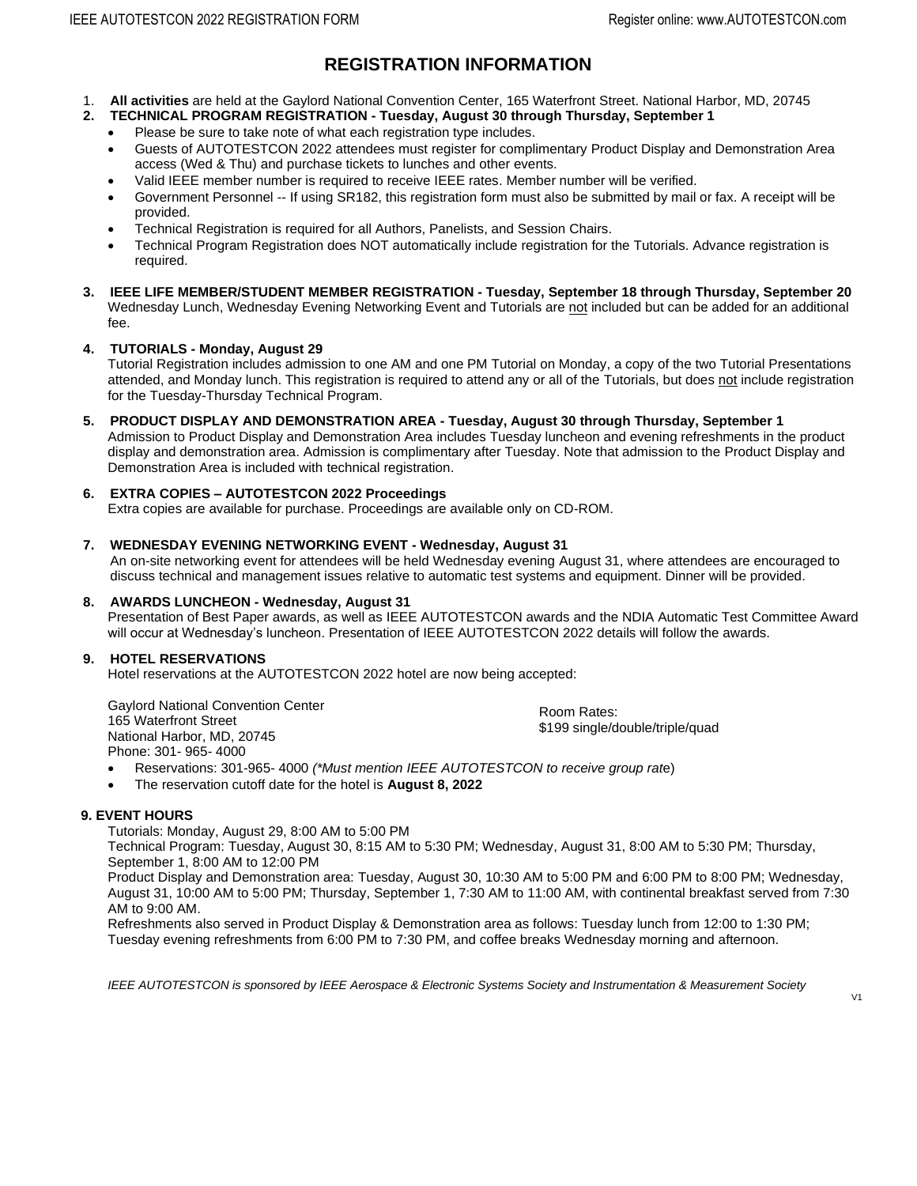# REGISTRATION INFORMATION

1. **All activities** are held at the Gaylord National Convention Center, 165 Waterfront Street. National Harbor, MD, 20745
2. **TECHNICAL PROGRAM REGISTRATION - Tuesday, August 30 through Thursday, September 1**
   - Please be sure to take note of what each registration type includes.
   - Guests of AUTOTESTCON 2022 attendees must register for complimentary Product Display and Demonstration Area access (Wed & Thu) and purchase tickets to lunches and other events.
   - Valid IEEE member number is required to receive IEEE rates. Member number will be verified.
   - Government Personnel -- If using SR182, this registration form must also be submitted by mail or fax. A receipt will be provided.
   - Technical Registration is required for all Authors, Panelists, and Session Chairs.
   - Technical Program Registration does NOT automatically include registration for the Tutorials. Advance registration is required.
3. **IEEE LIFE MEMBER/STUDENT MEMBER REGISTRATION - Tuesday, September 18 through Thursday, September 20**
   Wednesday Lunch, Wednesday Evening Networking Event and Tutorials are not included but can be added for an additional fee.
4. **TUTORIALS - Monday, August 29**
   Tutorial Registration includes admission to one AM and one PM Tutorial on Monday, a copy of the two Tutorial Presentations attended, and Monday lunch. This registration is required to attend any or all of the Tutorials, but does not include registration for the Tuesday-Thursday Technical Program.
5. **PRODUCT DISPLAY AND DEMONSTRATION AREA - Tuesday, August 30 through Thursday, September 1**
   Admission to Product Display and Demonstration Area includes Tuesday luncheon and evening refreshments in the product display and demonstration area. Admission is complimentary after Tuesday. Note that admission to the Product Display and Demonstration Area is included with technical registration.
6. **EXTRA COPIES – AUTOTESTCON 2022 Proceedings**
   Extra copies are available for purchase. Proceedings are available only on CD-ROM.
7. **WEDNESDAY EVENING NETWORKING EVENT - Wednesday, August 31**
   An on-site networking event for attendees will be held Wednesday evening August 31, where attendees are encouraged to discuss technical and management issues relative to automatic test systems and equipment. Dinner will be provided.
8. **AWARDS LUNCHEON - Wednesday, August 31**
   Presentation of Best Paper awards, as well as IEEE AUTOTESTCON awards and the NDIA Automatic Test Committee Award will occur at Wednesday's luncheon. Presentation of IEEE AUTOTESTCON 2022 details will follow the awards.
9. **HOTEL RESERVATIONS**
   Hotel reservations at the AUTOTESTCON 2022 hotel are now being accepted:

   Gaylord National Convention Center
   165 Waterfront Street
   National Harbor, MD, 20745
   Phone: 301- 965- 4000

   Room Rates:
   $199 single/double/triple/quad

   - Reservations: 301-965- 4000 *(\*Must mention IEEE AUTOTESTCON to receive group rate*)
   - The reservation cutoff date for the hotel is **August 8, 2022**

**9. EVENT HOURS**

Tutorials: Monday, August 29, 8:00 AM to 5:00 PM

Technical Program: Tuesday, August 30, 8:15 AM to 5:30 PM; Wednesday, August 31, 8:00 AM to 5:30 PM; Thursday, September 1, 8:00 AM to 12:00 PM

Product Display and Demonstration area: Tuesday, August 30, 10:30 AM to 5:00 PM and 6:00 PM to 8:00 PM; Wednesday, August 31, 10:00 AM to 5:00 PM; Thursday, September 1, 7:30 AM to 11:00 AM, with continental breakfast served from 7:30 AM to 9:00 AM.

Refreshments also served in Product Display & Demonstration area as follows: Tuesday lunch from 12:00 to 1:30 PM; Tuesday evening refreshments from 6:00 PM to 7:30 PM, and coffee breaks Wednesday morning and afternoon.

*IEEE AUTOTESTCON is sponsored by IEEE Aerospace & Electronic Systems Society and Instrumentation & Measurement Society*

V1